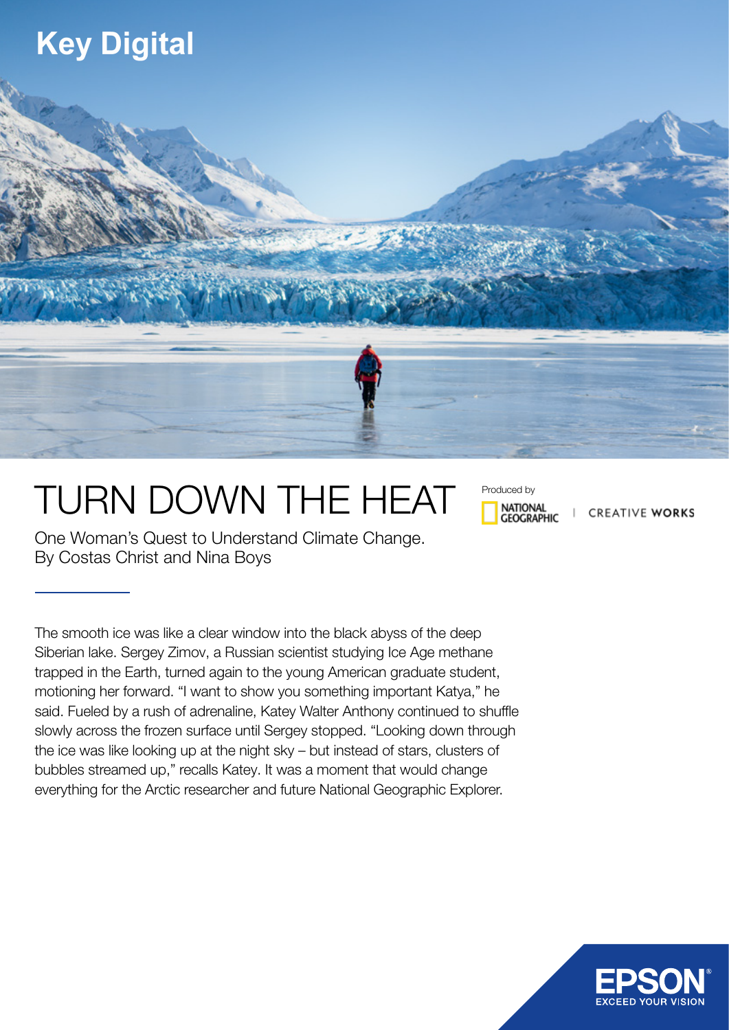Key Digital

# TURN DOWN THE HEAT

Produced by NATIONAL GEOGRAPHIC | CREATIVE WORKS

One Woman's Quest to Understand Climate Change.
By Costas Christ and Nina Boys

The smooth ice was like a clear window into the black abyss of the deep Siberian lake. Sergey Zimov, a Russian scientist studying Ice Age methane trapped in the Earth, turned again to the young American graduate student, motioning her forward. "I want to show you something important Katya," he said. Fueled by a rush of adrenaline, Katey Walter Anthony continued to shuffle slowly across the frozen surface until Sergey stopped. "Looking down through the ice was like looking up at the night sky – but instead of stars, clusters of bubbles streamed up," recalls Katey. It was a moment that would change everything for the Arctic researcher and future National Geographic Explorer.

EPSON
EXCEED YOUR VISION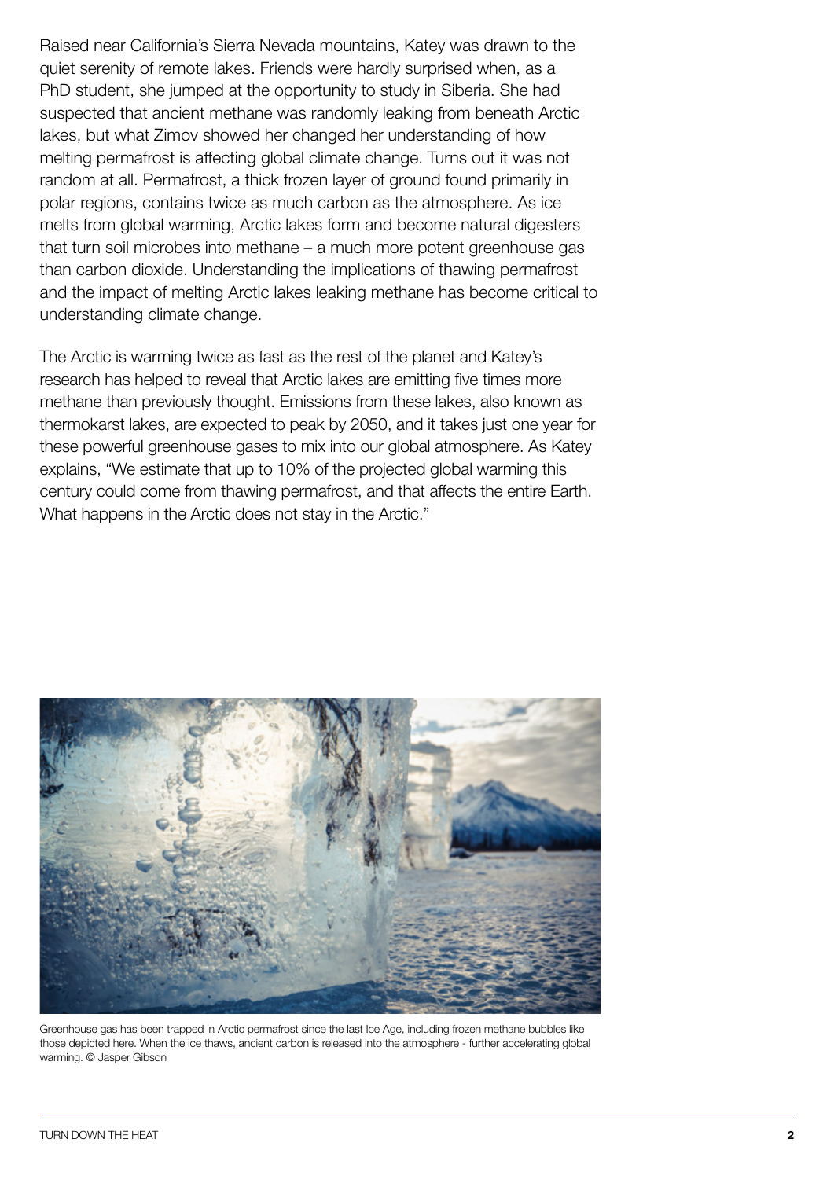Raised near California's Sierra Nevada mountains, Katey was drawn to the quiet serenity of remote lakes. Friends were hardly surprised when, as a PhD student, she jumped at the opportunity to study in Siberia. She had suspected that ancient methane was randomly leaking from beneath Arctic lakes, but what Zimov showed her changed her understanding of how melting permafrost is affecting global climate change. Turns out it was not random at all. Permafrost, a thick frozen layer of ground found primarily in polar regions, contains twice as much carbon as the atmosphere. As ice melts from global warming, Arctic lakes form and become natural digesters that turn soil microbes into methane – a much more potent greenhouse gas than carbon dioxide. Understanding the implications of thawing permafrost and the impact of melting Arctic lakes leaking methane has become critical to understanding climate change.

The Arctic is warming twice as fast as the rest of the planet and Katey's research has helped to reveal that Arctic lakes are emitting five times more methane than previously thought. Emissions from these lakes, also known as thermokarst lakes, are expected to peak by 2050, and it takes just one year for these powerful greenhouse gases to mix into our global atmosphere. As Katey explains, "We estimate that up to 10% of the projected global warming this century could come from thawing permafrost, and that affects the entire Earth. What happens in the Arctic does not stay in the Arctic."

Greenhouse gas has been trapped in Arctic permafrost since the last Ice Age, including frozen methane bubbles like those depicted here. When the ice thaws, ancient carbon is released into the atmosphere - further accelerating global warming. © Jasper Gibson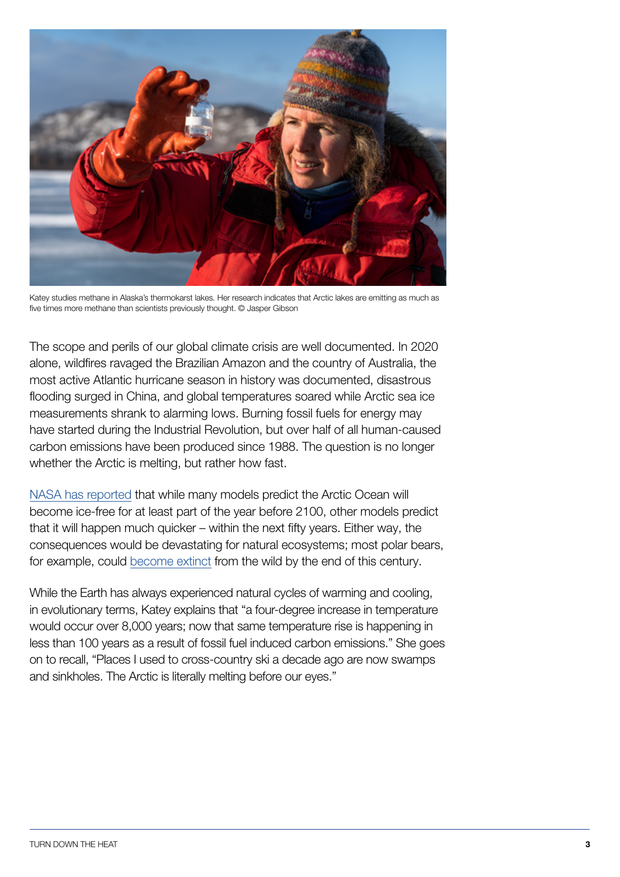Katey studies methane in Alaska's thermokarst lakes. Her research indicates that Arctic lakes are emitting as much as five times more methane than scientists previously thought. © Jasper Gibson

The scope and perils of our global climate crisis are well documented. In 2020 alone, wildfires ravaged the Brazilian Amazon and the country of Australia, the most active Atlantic hurricane season in history was documented, disastrous flooding surged in China, and global temperatures soared while Arctic sea ice measurements shrank to alarming lows. Burning fossil fuels for energy may have started during the Industrial Revolution, but over half of all human-caused carbon emissions have been produced since 1988. The question is no longer whether the Arctic is melting, but rather how fast.

NASA has reported that while many models predict the Arctic Ocean will become ice-free for at least part of the year before 2100, other models predict that it will happen much quicker – within the next fifty years. Either way, the consequences would be devastating for natural ecosystems; most polar bears, for example, could become extinct from the wild by the end of this century.

While the Earth has always experienced natural cycles of warming and cooling, in evolutionary terms, Katey explains that "a four-degree increase in temperature would occur over 8,000 years; now that same temperature rise is happening in less than 100 years as a result of fossil fuel induced carbon emissions." She goes on to recall, "Places I used to cross-country ski a decade ago are now swamps and sinkholes. The Arctic is literally melting before our eyes."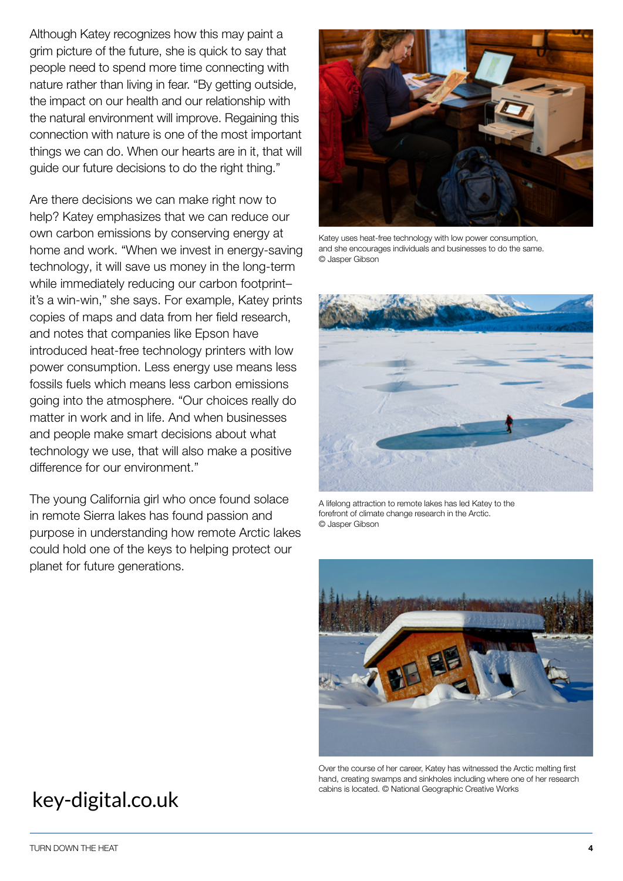Although Katey recognizes how this may paint a grim picture of the future, she is quick to say that people need to spend more time connecting with nature rather than living in fear. "By getting outside, the impact on our health and our relationship with the natural environment will improve. Regaining this connection with nature is one of the most important things we can do. When our hearts are in it, that will guide our future decisions to do the right thing."

Are there decisions we can make right now to help? Katey emphasizes that we can reduce our own carbon emissions by conserving energy at home and work. "When we invest in energy-saving technology, it will save us money in the long-term while immediately reducing our carbon footprint– it's a win-win," she says. For example, Katey prints copies of maps and data from her field research, and notes that companies like Epson have introduced heat-free technology printers with low power consumption. Less energy use means less fossils fuels which means less carbon emissions going into the atmosphere. "Our choices really do matter in work and in life. And when businesses and people make smart decisions about what technology we use, that will also make a positive difference for our environment."

The young California girl who once found solace in remote Sierra lakes has found passion and purpose in understanding how remote Arctic lakes could hold one of the keys to helping protect our planet for future generations.

Katey uses heat-free technology with low power consumption, and she encourages individuals and businesses to do the same. © Jasper Gibson

A lifelong attraction to remote lakes has led Katey to the forefront of climate change research in the Arctic. © Jasper Gibson

Over the course of her career, Katey has witnessed the Arctic melting first hand, creating swamps and sinkholes including where one of her research cabins is located. © National Geographic Creative Works

key-digital.co.uk